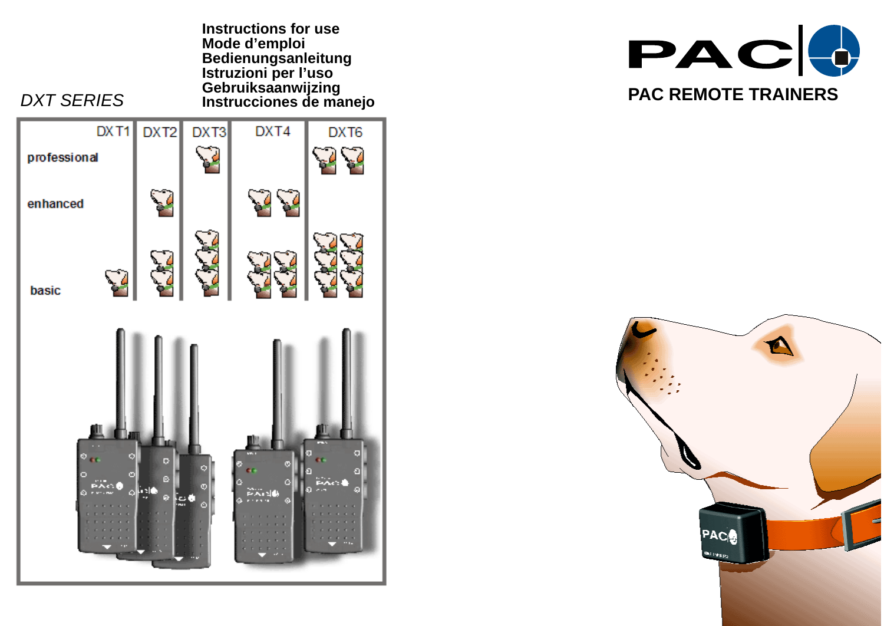# DXT SERIES

**Instructions for use**
**Mode d'emploi**
**Bedienungsanleitung**
**Istruzioni per l'uso**
**Gebruiksaanwijzing**
**Instrucciones de manejo**

# PAC

## PAC REMOTE TRAINERS

| | DXT1 | DXT2 | DXT3 | DXT4 | DXT6 |
|---|---|---|---|---|---|
| professional | | | 1 | | 2 |
| enhanced | | 1 | | 2 | |
| basic | 1 | 2 | 3 | 4 | 6 |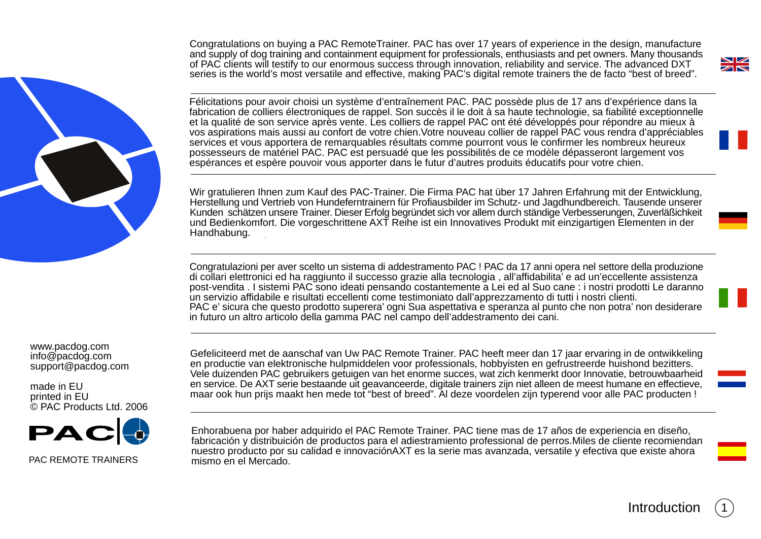Congratulations on buying a PAC RemoteTrainer. PAC has over 17 years of experience in the design, manufacture and supply of dog training and containment equipment for professionals, enthusiasts and pet owners. Many thousands of PAC clients will testify to our enormous success through innovation, reliability and service. The advanced DXT series is the world's most versatile and effective, making PAC's digital remote trainers the de facto "best of breed".

---

Félicitations pour avoir choisi un système d'entraînement PAC. PAC possède plus de 17 ans d'expérience dans la fabrication de colliers électroniques de rappel. Son succès il le doit à sa haute technologie, sa fiabilité exceptionnelle et la qualité de son service après vente. Les colliers de rappel PAC ont été développés pour répondre au mieux à vos aspirations mais aussi au confort de votre chien.Votre nouveau collier de rappel PAC vous rendra d'appréciables services et vous apportera de remarquables résultats comme pourront vous le confirmer les nombreux heureux possesseurs de matériel PAC. PAC est persuadé que les possibilités de ce modèle dépasseront largement vos espérances et espère pouvoir vous apporter dans le futur d'autres produits éducatifs pour votre chien.

---

Wir gratulieren Ihnen zum Kauf des PAC-Trainer. Die Firma PAC hat über 17 Jahren Erfahrung mit der Entwicklung, Herstellung und Vertrieb von Hundeferntrainern für Profiausbilder im Schutz- und Jagdhundbereich. Tausende unserer Kunden schätzen unsere Trainer. Dieser Erfolg begründet sich vor allem durch ständige Verbesserungen, Zuverläßichkeit und Bedienkomfort. Die vorgeschrittene AXT Reihe ist ein Innovatives Produkt mit einzigartigen Elementen in der Handhabung.

---

Congratulazioni per aver scelto un sistema di addestramento PAC ! PAC da 17 anni opera nel settore della produzione di collari elettronici ed ha raggiunto il successo grazie alla tecnologia , all'affidabilita' e ad un'eccellente assistenza post-vendita . I sistemi PAC sono ideati pensando costantemente a Lei ed al Suo cane : i nostri prodotti Le daranno un servizio affidabile e risultati eccellenti come testimoniato dall'apprezzamento di tutti i nostri clienti.
PAC e' sicura che questo prodotto superera' ogni Sua aspettativa e speranza al punto che non potra' non desiderare in futuro un altro articolo della gamma PAC nel campo dell'addestramento dei cani.

---

Gefeliciteerd met de aanschaf van Uw PAC Remote Trainer. PAC heeft meer dan 17 jaar ervaring in de ontwikkeling en productie van elektronische hulpmiddelen voor professionals, hobbyisten en gefrustreerde huishond bezitters. Vele duizenden PAC gebruikers getuigen van het enorme succes, wat zich kenmerkt door Innovatie, betrouwbaarheid en service. De AXT serie bestaande uit geavanceerde, digitale trainers zijn niet alleen de meest humane en effectieve, maar ook hun prijs maakt hen mede tot "best of breed". Al deze voordelen zijn typerend voor alle PAC producten !

---

Enhorabuena por haber adquirido el PAC Remote Trainer. PAC tiene mas de 17 años de experiencia en diseño, fabricación y distribuición de productos para el adiestramiento professional de perros.Miles de cliente recomiendan nuestro producto por su calidad e innovaciónAXT es la serie mas avanzada, versatile y efectiva que existe ahora mismo en el Mercado.

www.pacdog.com
info@pacdog.com
support@pacdog.com

made in EU
printed in EU
© PAC Products Ltd. 2006

PAC

PAC REMOTE TRAINERS

Introduction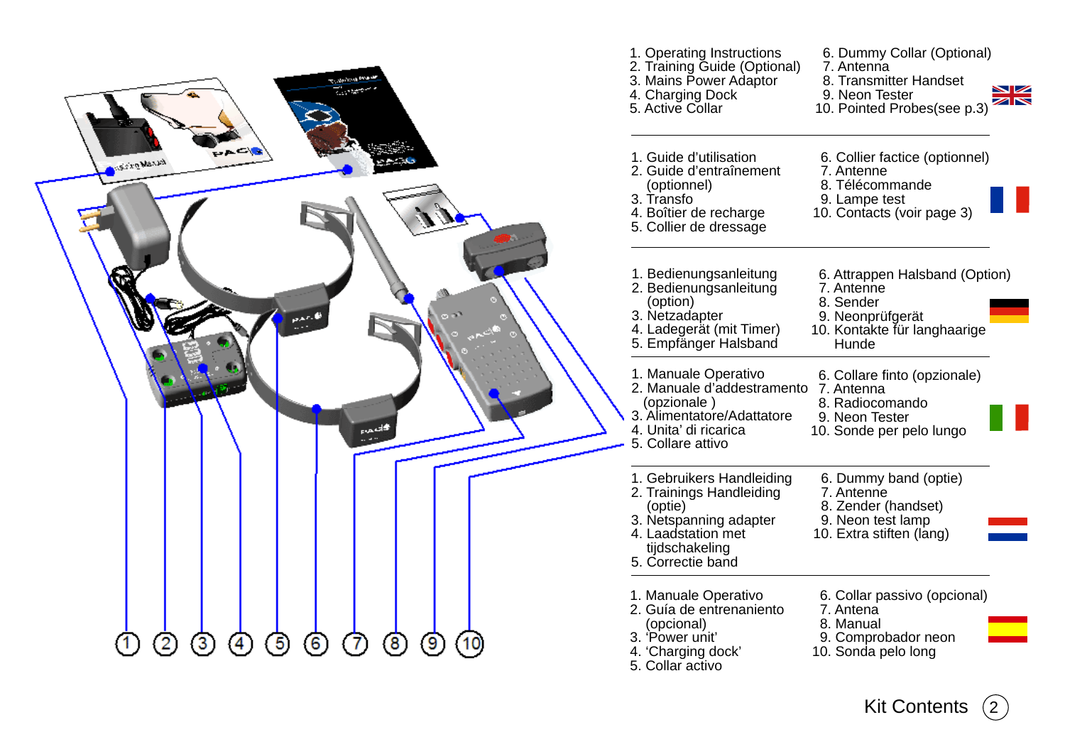1. Operating Instructions
2. Training Guide (Optional)
3. Mains Power Adaptor
4. Charging Dock
5. Active Collar
6. Dummy Collar (Optional)
7. Antenna
8. Transmitter Handset
9. Neon Tester
10. Pointed Probes(see p.3)

---

1. Guide d'utilisation
2. Guide d'entraînement (optionnel)
3. Transfo
4. Boîtier de recharge
5. Collier de dressage
6. Collier factice (optionnel)
7. Antenne
8. Télécommande
9. Lampe test
10. Contacts (voir page 3)

---

1. Bedienungsanleitung
2. Bedienungsanleitung (option)
3. Netzadapter
4. Ladegerät (mit Timer)
5. Empfänger Halsband
6. Attrappen Halsband (Option)
7. Antenne
8. Sender
9. Neonprüfgerät
10. Kontakte für langhaarige Hunde

---

1. Manuale Operativo
2. Manuale d'addestramento (opzionale )
3. Alimentatore/Adattatore
4. Unita' di ricarica
5. Collare attivo
6. Collare finto (opzionale)
7. Antenna
8. Radiocomando
9. Neon Tester
10. Sonde per pelo lungo

---

1. Gebruikers Handleiding
2. Trainings Handleiding (optie)
3. Netspanning adapter
4. Laadstation met tijdschakeling
5. Correctie band
6. Dummy band (optie)
7. Antenne
8. Zender (handset)
9. Neon test lamp
10. Extra stiften (lang)

---

1. Manuale Operativo
2. Guía de entrenaniento (opcional)
3. 'Power unit'
4. 'Charging dock'
5. Collar activo
6. Collar passivo (opcional)
7. Antena
8. Manual
9. Comprobador neon
10. Sonda pelo long

## Kit Contents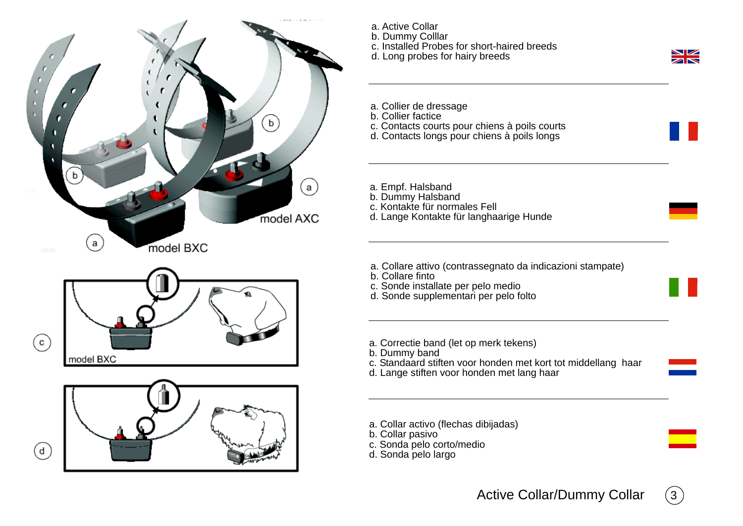a. Active Collar
b. Dummy Colllar
c. Installed Probes for short-haired breeds
d. Long probes for hairy breeds

---

a. Collier de dressage
b. Collier factice
c. Contacts courts pour chiens à poils courts
d. Contacts longs pour chiens à poils longs

---

a. Empf. Halsband
b. Dummy Halsband
c. Kontakte für normales Fell
d. Lange Kontakte für langhaarige Hunde

---

a. Collare attivo (contrassegnato da indicazioni stampate)
b. Collare finto
c. Sonde installate per pelo medio
d. Sonde supplementari per pelo folto

---

a. Correctie band (let op merk tekens)
b. Dummy band
c. Standaard stiften voor honden met kort tot middellang haar
d. Lange stiften voor honden met lang haar

---

a. Collar activo (flechas dibijadas)
b. Collar pasivo
c. Sonda pelo corto/medio
d. Sonda pelo largo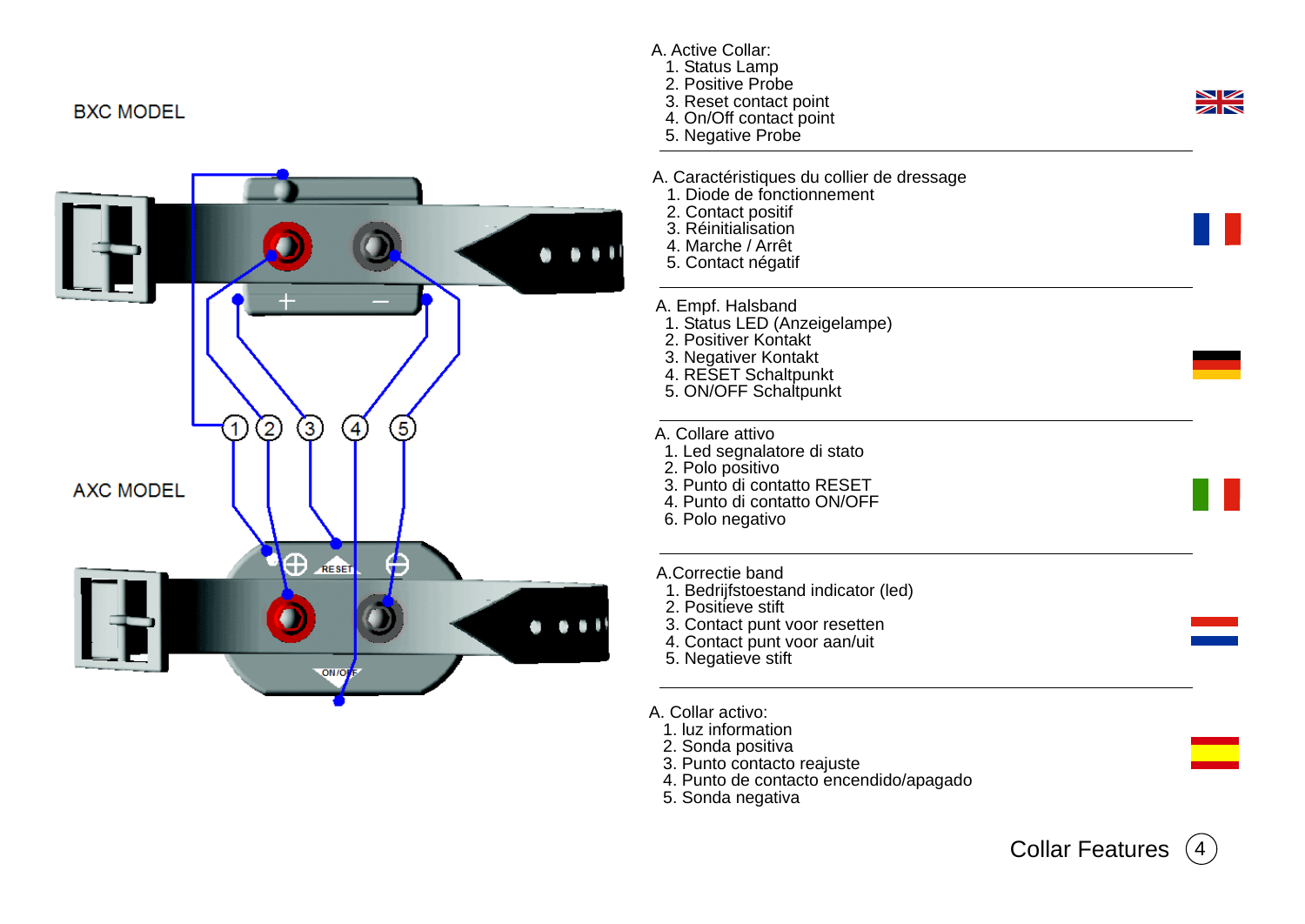BXC MODEL

AXC MODEL

A. Active Collar:
1. Status Lamp
2. Positive Probe
3. Reset contact point
4. On/Off contact point
5. Negative Probe

A. Caractéristiques du collier de dressage
1. Diode de fonctionnement
2. Contact positif
3. Réinitialisation
4. Marche / Arrêt
5. Contact négatif

A. Empf. Halsband
1. Status LED (Anzeigelampe)
2. Positiver Kontakt
3. Negativer Kontakt
4. RESET Schaltpunkt
5. ON/OFF Schaltpunkt

A. Collare attivo
1. Led segnalatore di stato
2. Polo positivo
3. Punto di contatto RESET
4. Punto di contatto ON/OFF
6. Polo negativo

A.Correctie band
1. Bedrijfstoestand indicator (led)
2. Positieve stift
3. Contact punt voor resetten
4. Contact punt voor aan/uit
5. Negatieve stift

A. Collar activo:
1. luz information
2. Sonda positiva
3. Punto contacto reajuste
4. Punto de contacto encendido/apagado
5. Sonda negativa

Collar Features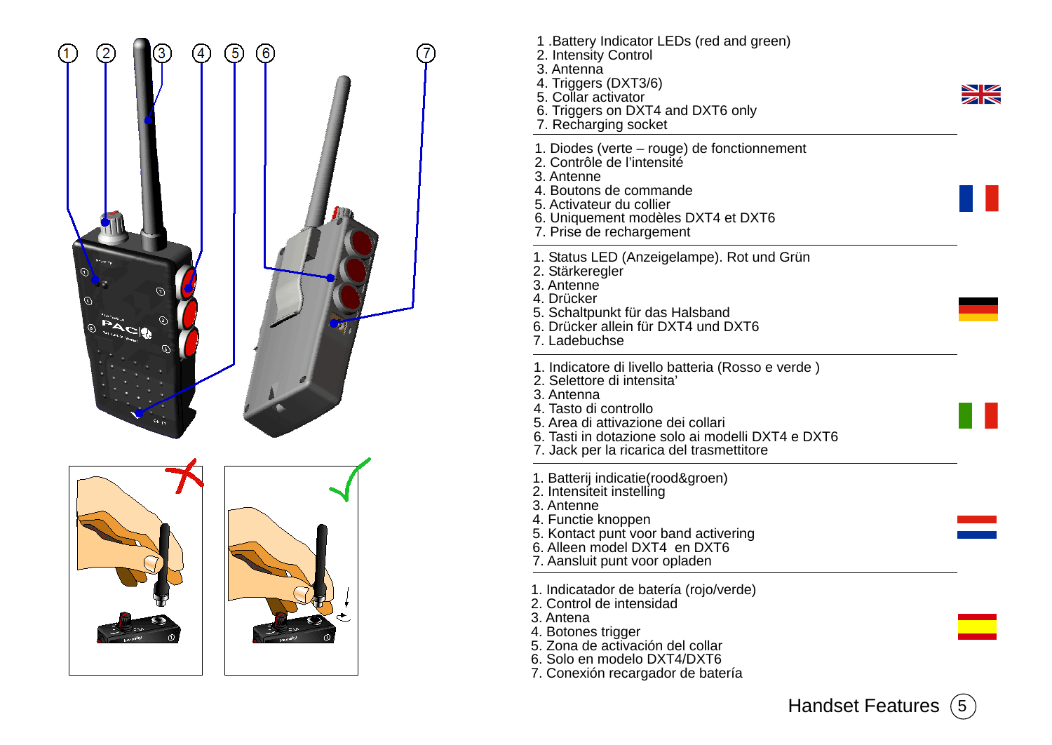1 .Battery Indicator LEDs (red and green)
2. Intensity Control
3. Antenna
4. Triggers (DXT3/6)
5. Collar activator
6. Triggers on DXT4 and DXT6 only
7. Recharging socket

1. Diodes (verte – rouge) de fonctionnement
2. Contrôle de l’intensité
3. Antenne
4. Boutons de commande
5. Activateur du collier
6. Uniquement modèles DXT4 et DXT6
7. Prise de rechargement

1. Status LED (Anzeigelampe). Rot und Grün
2. Stärkeregler
3. Antenne
4. Drücker
5. Schaltpunkt für das Halsband
6. Drücker allein für DXT4 und DXT6
7. Ladebuchse

1. Indicatore di livello batteria (Rosso e verde )
2. Selettore di intensita’
3. Antenna
4. Tasto di controllo
5. Area di attivazione dei collari
6. Tasti in dotazione solo ai modelli DXT4 e DXT6
7. Jack per la ricarica del trasmettitore

1. Batterij indicatie(rood&groen)
2. Intensiteit instelling
3. Antenne
4. Functie knoppen
5. Kontact punt voor band activering
6. Alleen model DXT4 en DXT6
7. Aansluit punt voor opladen

1. Indicatador de batería (rojo/verde)
2. Control de intensidad
3. Antena
4. Botones trigger
5. Zona de activación del collar
6. Solo en modelo DXT4/DXT6
7. Conexión recargador de batería

Handset Features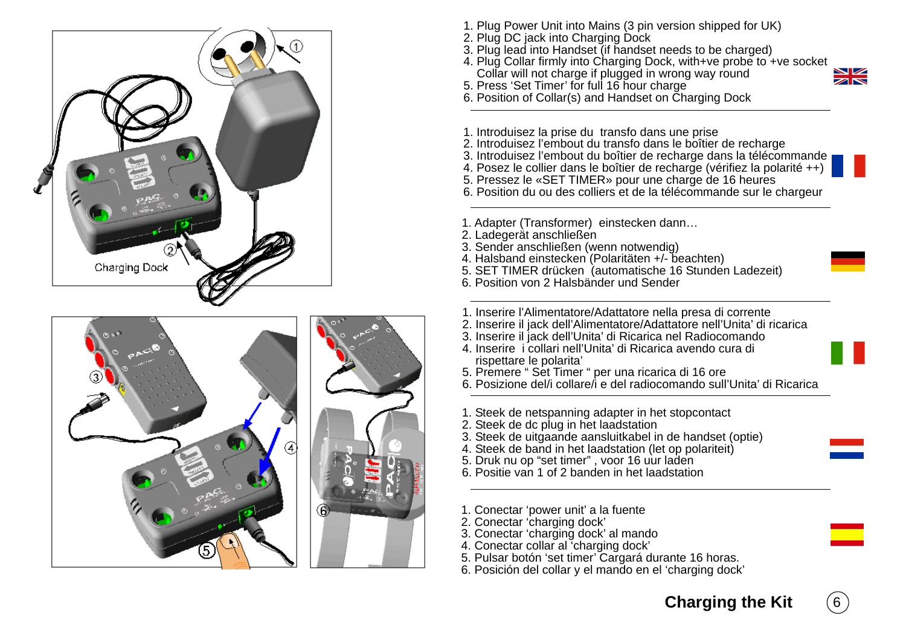1. Plug Power Unit into Mains (3 pin version shipped for UK)
2. Plug DC jack into Charging Dock
3. Plug lead into Handset (if handset needs to be charged)
4. Plug Collar firmly into Charging Dock, with+ve probe to +ve socket
   Collar will not charge if plugged in wrong way round
5. Press 'Set Timer' for full 16 hour charge
6. Position of Collar(s) and Handset on Charging Dock

---

1. Introduisez la prise du  transfo dans une prise
2. Introduisez l'embout du transfo dans le boîtier de recharge
3. Introduisez l'embout du boîtier de recharge dans la télécommande
4. Posez le collier dans le boîtier de recharge (vérifiez la polarité ++)
5. Pressez le «SET TIMER» pour une charge de 16 heures
6. Position du ou des colliers et de la télécommande sur le chargeur

---

1. Adapter (Transformer)  einstecken dann…
2. Ladegerät anschließen
3. Sender anschließen (wenn notwendig)
4. Halsband einstecken (Polaritäten +/- beachten)
5. SET TIMER drücken  (automatische 16 Stunden Ladezeit)
6. Position von 2 Halsbänder und Sender

---

1. Inserire l'Alimentatore/Adattatore nella presa di corrente
2. Inserire il jack dell'Alimentatore/Adattatore nell'Unita' di ricarica
3. Inserire il jack dell'Unita' di Ricarica nel Radiocomando
4. Inserire  i collari nell'Unita' di Ricarica avendo cura di
   rispettare le polarita'
5. Premere " Set Timer " per una ricarica di 16 ore
6. Posizione del/i collare/i e del radiocomando sull'Unita' di Ricarica

---

1. Steek de netspanning adapter in het stopcontact
2. Steek de dc plug in het laadstation
3. Steek de uitgaande aansluitkabel in de handset (optie)
4. Steek de band in het laadstation (let op polariteit)
5. Druk nu op "set timer" , voor 16 uur laden
6. Positie van 1 of 2 banden in het laadstation

---

1. Conectar 'power unit' a la fuente
2. Conectar 'charging dock'
3. Conectar 'charging dock' al mando
4. Conectar collar al 'charging dock'
5. Pulsar botón 'set timer' Cargará durante 16 horas.
6. Posición del collar y el mando en el 'charging dock'

## Charging the Kit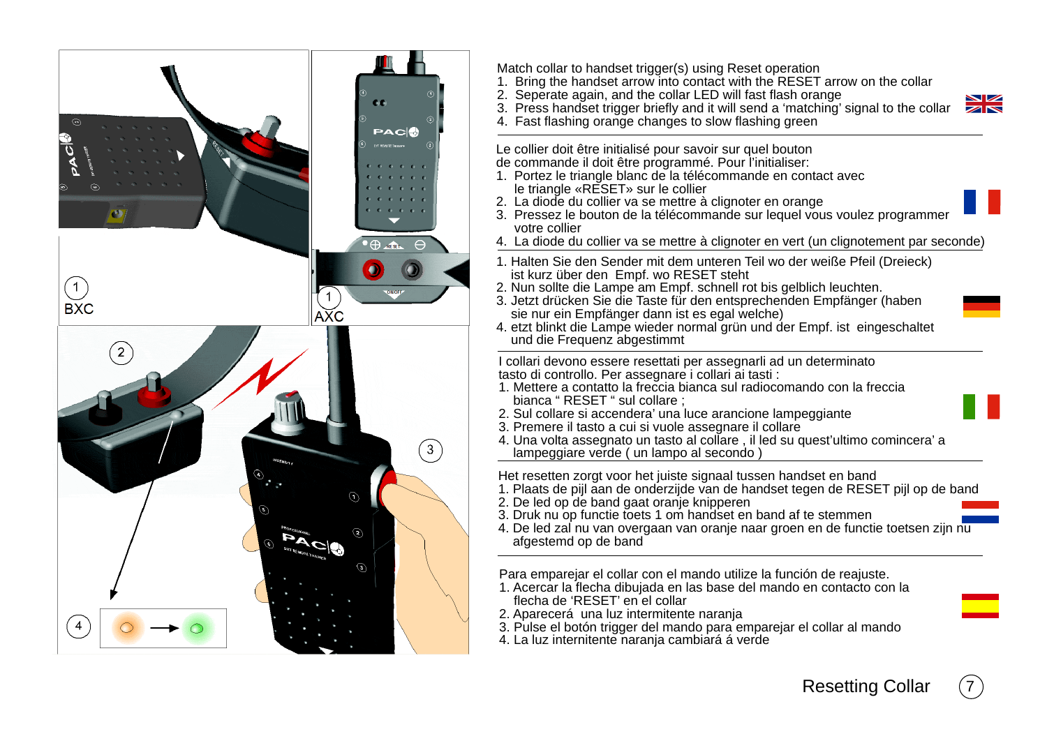Match collar to handset trigger(s) using Reset operation

1. Bring the handset arrow into contact with the RESET arrow on the collar
2. Seperate again, and the collar LED will fast flash orange
3. Press handset trigger briefly and it will send a ‘matching’ signal to the collar
4. Fast flashing orange changes to slow flashing green

---

Le collier doit être initialisé pour savoir sur quel bouton de commande il doit être programmé. Pour l’initialiser:

1. Portez le triangle blanc de la télécommande en contact avec le triangle «RESET» sur le collier
2. La diode du collier va se mettre à clignoter en orange
3. Pressez le bouton de la télécommande sur lequel vous voulez programmer votre collier
4. La diode du collier va se mettre à clignoter en vert (un clignotement par seconde)

---

1. Halten Sie den Sender mit dem unteren Teil wo der weiße Pfeil (Dreieck) ist kurz über den Empf. wo RESET steht
2. Nun sollte die Lampe am Empf. schnell rot bis gelblich leuchten.
3. Jetzt drücken Sie die Taste für den entsprechenden Empfänger (haben sie nur ein Empfänger dann ist es egal welche)
4. etzt blinkt die Lampe wieder normal grün und der Empf. ist eingeschaltet und die Frequenz abgestimmt

---

I collari devono essere resettati per assegnarli ad un determinato tasto di controllo. Per assegnare i collari ai tasti :

1. Mettere a contatto la freccia bianca sul radiocomando con la freccia bianca “ RESET “ sul collare ;
2. Sul collare si accendera’ una luce arancione lampeggiante
3. Premere il tasto a cui si vuole assegnare il collare
4. Una volta assegnato un tasto al collare , il led su quest’ultimo comincera’ a lampeggiare verde ( un lampo al secondo )

---

Het resetten zorgt voor het juiste signaal tussen handset en band

1. Plaats de pijl aan de onderzijde van de handset tegen de RESET pijl op de band
2. De led op de band gaat oranje knipperen
3. Druk nu op functie toets 1 om handset en band af te stemmen
4. De led zal nu van overgaan van oranje naar groen en de functie toetsen zijn nu afgestemd op de band

---

Para emparejar el collar con el mando utilize la función de reajuste.

1. Acercar la flecha dibujada en las base del mando en contacto con la flecha de ‘RESET’ en el collar
2. Aparecerá una luz intermitente naranja
3. Pulse el botón trigger del mando para emparejar el collar al mando
4. La luz internitente naranja cambiará á verde

## Resetting Collar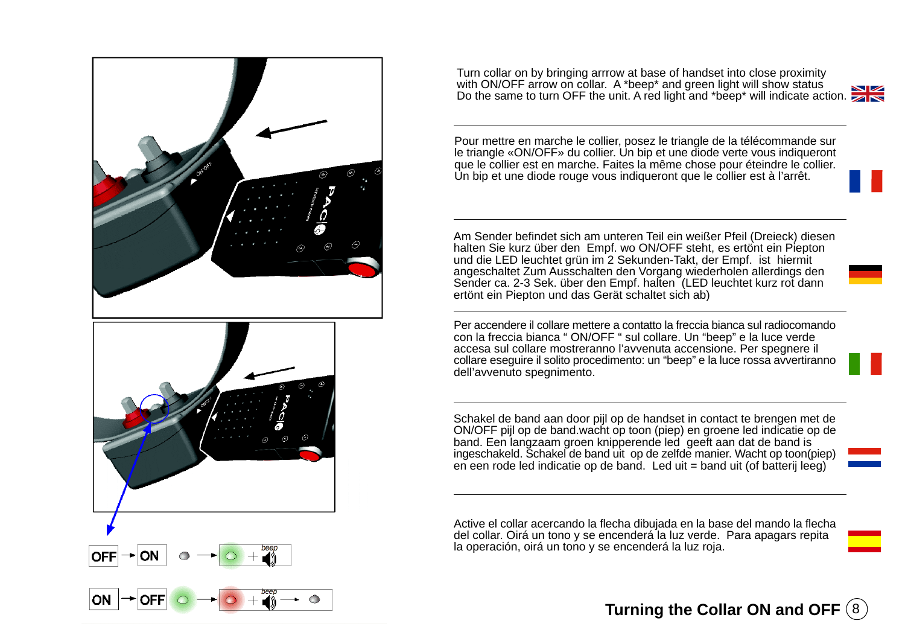## Turning the Collar ON and OFF

OFF → ON → beep

ON → OFF → beep

Turn collar on by bringing arrrow at base of handset into close proximity with ON/OFF arrow on collar. A *beep* and green light will show status Do the same to turn OFF the unit. A red light and *beep* will indicate action.

Pour mettre en marche le collier, posez le triangle de la télécommande sur le triangle «ON/OFF» du collier. Un bip et une diode verte vous indiqueront que le collier est en marche. Faites la même chose pour éteindre le collier. Un bip et une diode rouge vous indiqueront que le collier est à l'arrêt.

Am Sender befindet sich am unteren Teil ein weißer Pfeil (Dreieck) diesen halten Sie kurz über den Empf. wo ON/OFF steht, es ertönt ein Piepton und die LED leuchtet grün im 2 Sekunden-Takt, der Empf. ist hiermit angeschaltet Zum Ausschalten den Vorgang wiederholen allerdings den Sender ca. 2-3 Sek. über den Empf. halten (LED leuchtet kurz rot dann ertönt ein Piepton und das Gerät schaltet sich ab)

Per accendere il collare mettere a contatto la freccia bianca sul radiocomando con la freccia bianca " ON/OFF " sul collare. Un "beep" e la luce verde accesa sul collare mostreranno l'avvenuta accensione. Per spegnere il collare eseguire il solito procedimento: un "beep" e la luce rossa avvertiranno dell'avvenuto spegnimento.

Schakel de band aan door pijl op de handset in contact te brengen met de ON/OFF pijl op de band.wacht op toon (piep) en groene led indicatie op de band. Een langzaam groen knipperende led geeft aan dat de band is ingeschakeld. Schakel de band uit op de zelfde manier. Wacht op toon(piep) en een rode led indicatie op de band. Led uit = band uit (of batterij leeg)

Active el collar acercando la flecha dibujada en la base del mando la flecha del collar. Oirá un tono y se encenderá la luz verde. Para apagars repita la operación, oirá un tono y se encenderá la luz roja.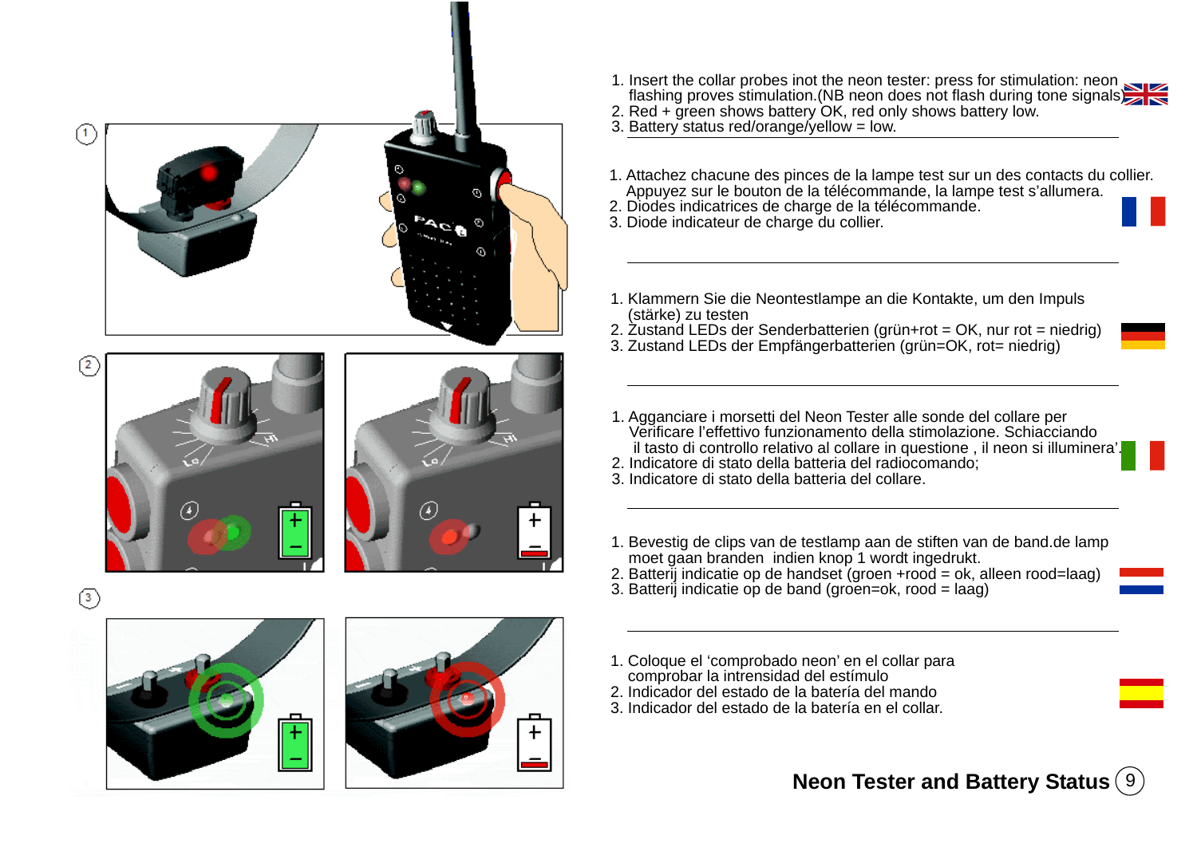# Neon Tester and Battery Status

1. Insert the collar probes inot the neon tester: press for stimulation: neon flashing proves stimulation.(NB neon does not flash during tone signals)
2. Red + green shows battery OK, red only shows battery low.
3. Battery status red/orange/yellow = low.

---

1. Attachez chacune des pinces de la lampe test sur un des contacts du collier. Appuyez sur le bouton de la télécommande, la lampe test s'allumera.
2. Diodes indicatrices de charge de la télécommande.
3. Diode indicateur de charge du collier.

---

1. Klammern Sie die Neontestlampe an die Kontakte, um den Impuls (stärke) zu testen
2. Zustand LEDs der Senderbatterien (grün+rot = OK, nur rot = niedrig)
3. Zustand LEDs der Empfängerbatterien (grün=OK, rot= niedrig)

---

1. Agganciare i morsetti del Neon Tester alle sonde del collare per Verificare l'effettivo funzionamento della stimolazione. Schiacciando il tasto di controllo relativo al collare in questione , il neon si illuminera'.
2. Indicatore di stato della batteria del radiocomando;
3. Indicatore di stato della batteria del collare.

---

1. Bevestig de clips van de testlamp aan de stiften van de band.de lamp moet gaan branden indien knop 1 wordt ingedrukt.
2. Batterij indicatie op de handset (groen +rood = ok, alleen rood=laag)
3. Batterij indicatie op de band (groen=ok, rood = laag)

---

1. Coloque el 'comprobado neon' en el collar para comprobar la intrensidad del estímulo
2. Indicador del estado de la batería del mando
3. Indicador del estado de la batería en el collar.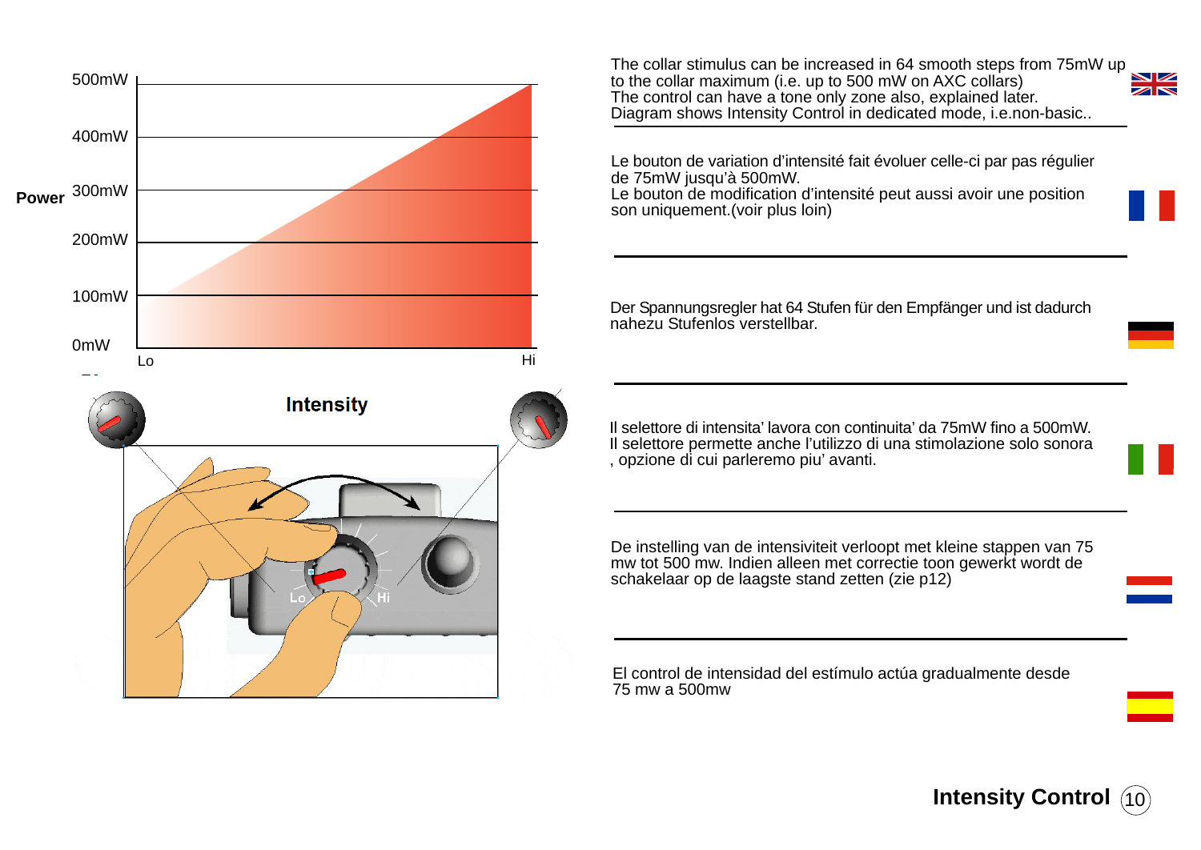# Intensity Control

Power

500mW
400mW
300mW
200mW
100mW
0mW

Lo — Hi

**Intensity**

The collar stimulus can be increased in 64 smooth steps from 75mW up to the collar maximum (i.e. up to 500 mW on AXC collars)
The control can have a tone only zone also, explained later.
Diagram shows Intensity Control in dedicated mode, i.e.non-basic..

---

Le bouton de variation d’intensité fait évoluer celle-ci par pas régulier de 75mW jusqu’à 500mW.
Le bouton de modification d’intensité peut aussi avoir une position son uniquement.(voir plus loin)

---

Der Spannungsregler hat 64 Stufen für den Empfänger und ist dadurch nahezu Stufenlos verstellbar.

---

Il selettore di intensita’ lavora con continuita’ da 75mW fino a 500mW.
Il selettore permette anche l’utilizzo di una stimolazione solo sonora , opzione di cui parleremo piu’ avanti.

---

De instelling van de intensiviteit verloopt met kleine stappen van 75 mw tot 500 mw. Indien alleen met correctie toon gewerkt wordt de schakelaar op de laagste stand zetten (zie p12)

---

El control de intensidad del estímulo actúa gradualmente desde 75 mw a 500mw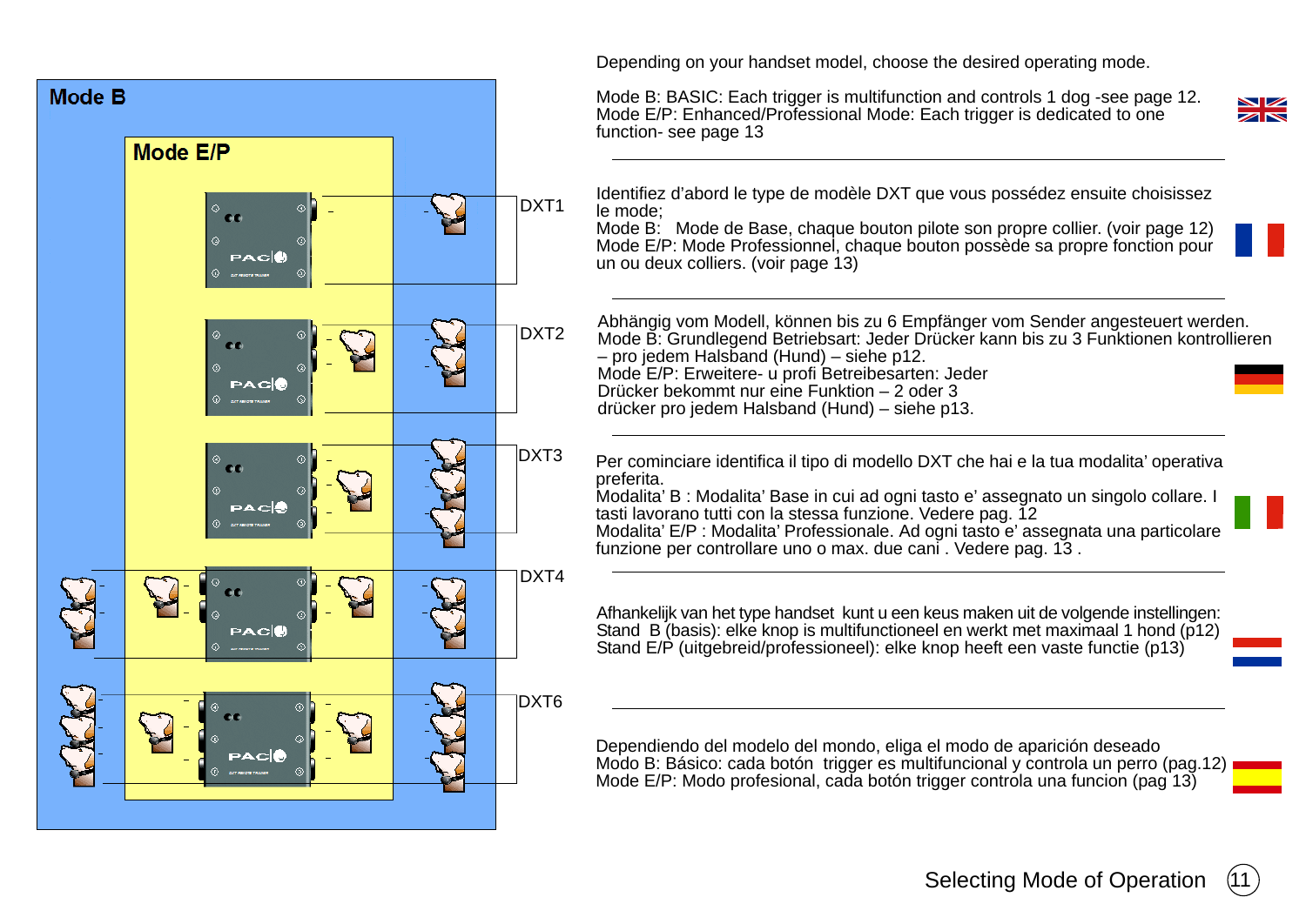Mode B

Mode E/P

DXT1

DXT2

DXT3

DXT4

DXT6

Depending on your handset model, choose the desired operating mode.

Mode B: BASIC: Each trigger is multifunction and controls 1 dog -see page 12.
Mode E/P: Enhanced/Professional Mode: Each trigger is dedicated to one function- see page 13

---

Identifiez d'abord le type de modèle DXT que vous possédez ensuite choisissez le mode;
Mode B: Mode de Base, chaque bouton pilote son propre collier. (voir page 12)
Mode E/P: Mode Professionnel, chaque bouton possède sa propre fonction pour un ou deux colliers. (voir page 13)

---

Abhängig vom Modell, können bis zu 6 Empfänger vom Sender angesteuert werden.
Mode B: Grundlegend Betriebsart: Jeder Drücker kann bis zu 3 Funktionen kontrollieren – pro jedem Halsband (Hund) – siehe p12.
Mode E/P: Erweitere- u profi Betreibesarten: Jeder Drücker bekommt nur eine Funktion – 2 oder 3 drücker pro jedem Halsband (Hund) – siehe p13.

---

Per cominciare identifica il tipo di modello DXT che hai e la tua modalita' operativa preferita.
Modalita' B : Modalita' Base in cui ad ogni tasto e' assegnato un singolo collare. I tasti lavorano tutti con la stessa funzione. Vedere pag. 12
Modalita' E/P : Modalita' Professionale. Ad ogni tasto e' assegnata una particolare funzione per controllare uno o max. due cani . Vedere pag. 13 .

---

Afhankelijk van het type handset kunt u een keus maken uit de volgende instellingen:
Stand B (basis): elke knop is multifunctioneel en werkt met maximaal 1 hond (p12)
Stand E/P (uitgebreid/professioneel): elke knop heeft een vaste functie (p13)

---

Dependiendo del modelo del mondo, eliga el modo de aparición deseado
Modo B: Básico: cada botón trigger es multifuncional y controla un perro (pag.12)
Mode E/P: Modo profesional, cada botón trigger controla una funcion (pag 13)

Selecting Mode of Operation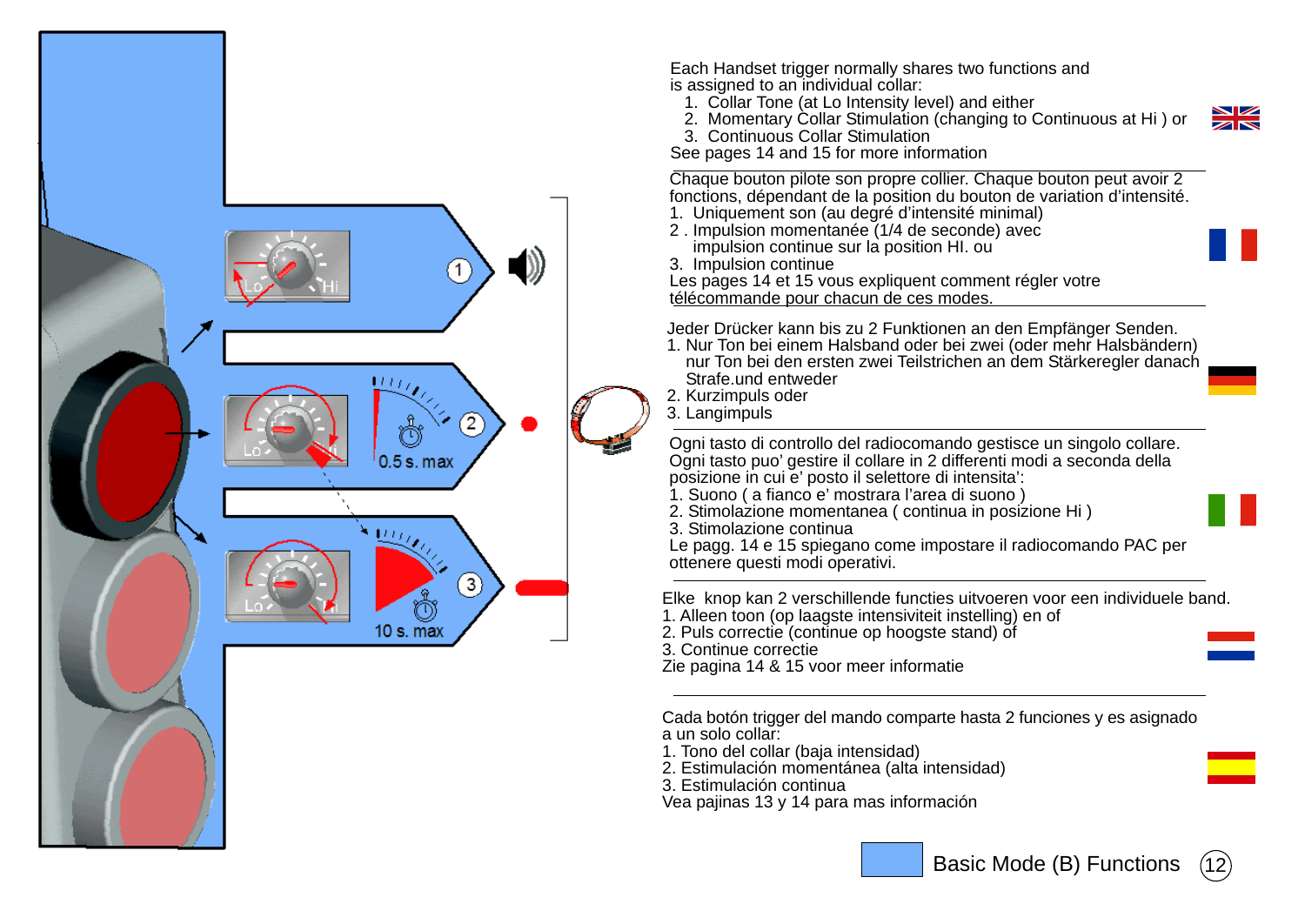Each Handset trigger normally shares two functions and is assigned to an individual collar:

1. Collar Tone (at Lo Intensity level) and either
2. Momentary Collar Stimulation (changing to Continuous at Hi ) or
3. Continuous Collar Stimulation

See pages 14 and 15 for more information

---

Chaque bouton pilote son propre collier. Chaque bouton peut avoir 2 fonctions, dépendant de la position du bouton de variation d'intensité.

1. Uniquement son (au degré d'intensité minimal)
2. Impulsion momentanée (1/4 de seconde) avec impulsion continue sur la position HI. ou
3. Impulsion continue

Les pages 14 et 15 vous expliquent comment régler votre télécommande pour chacun de ces modes.

---

Jeder Drücker kann bis zu 2 Funktionen an den Empfänger Senden.

1. Nur Ton bei einem Halsband oder bei zwei (oder mehr Halsbändern) nur Ton bei den ersten zwei Teilstrichen an dem Stärkeregler danach Strafe.und entweder
2. Kurzimpuls oder
3. Langimpuls

---

Ogni tasto di controllo del radiocomando gestisce un singolo collare. Ogni tasto puo' gestire il collare in 2 differenti modi a seconda della posizione in cui e' posto il selettore di intensita':

1. Suono ( a fianco e' mostrara l'area di suono )
2. Stimolazione momentanea ( continua in posizione Hi )
3. Stimolazione continua

Le pagg. 14 e 15 spiegano come impostare il radiocomando PAC per ottenere questi modi operativi.

---

Elke knop kan 2 verschillende functies uitvoeren voor een individuele band.

1. Alleen toon (op laagste intensiviteit instelling) en of
2. Puls correctie (continue op hoogste stand) of
3. Continue correctie

Zie pagina 14 & 15 voor meer informatie

---

Cada botón trigger del mando comparte hasta 2 funciones y es asignado a un solo collar:

1. Tono del collar (baja intensidad)
2. Estimulación momentánea (alta intensidad)
3. Estimulación continua

Vea pajinas 13 y 14 para mas información

Basic Mode (B) Functions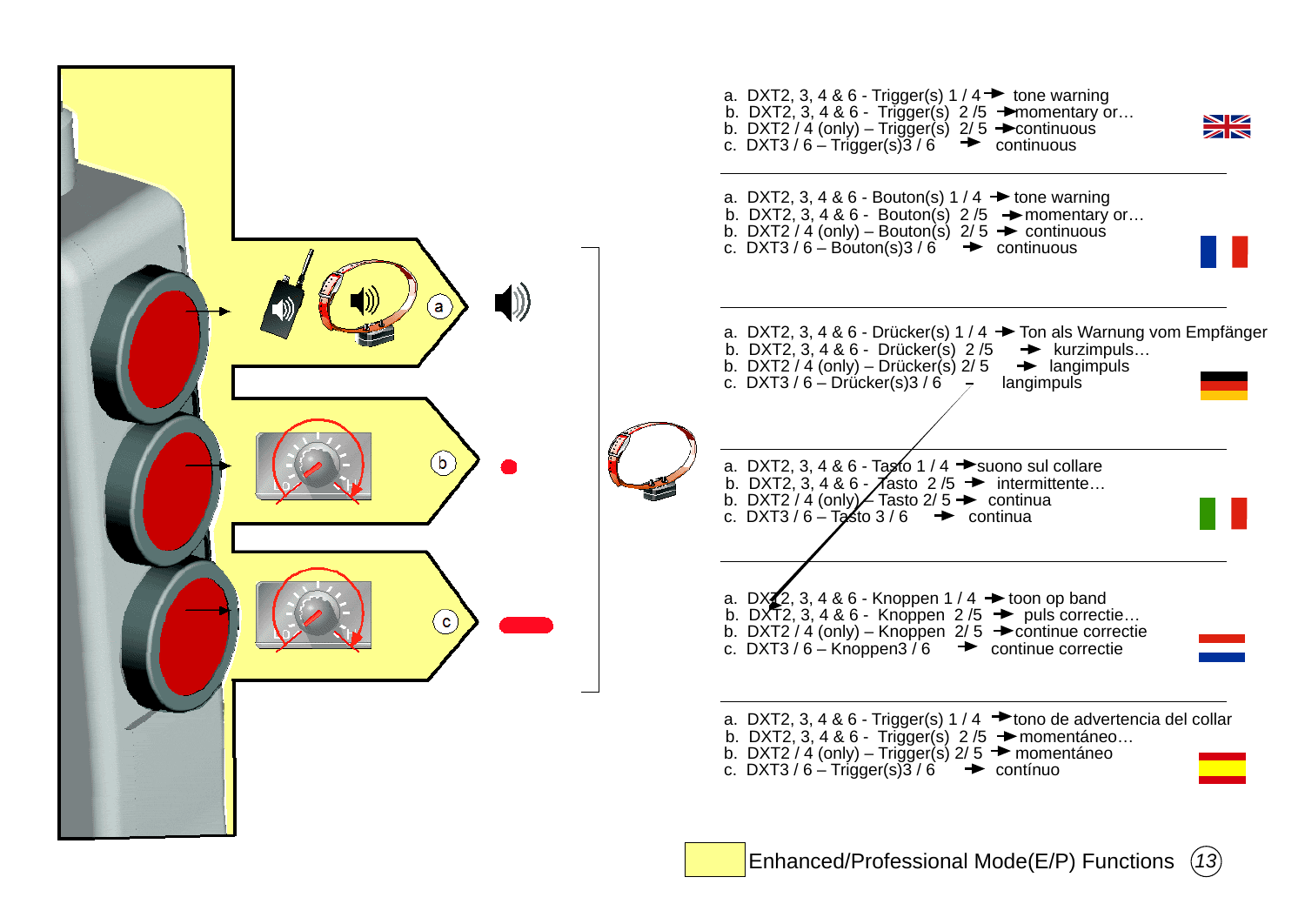a. DXT2, 3, 4 & 6 - Trigger(s) 1 / 4 → tone warning
b. DXT2, 3, 4 & 6 - Trigger(s) 2 /5 → momentary or…
b. DXT2 / 4 (only) – Trigger(s) 2/ 5 → continuous
c. DXT3 / 6 – Trigger(s)3 / 6 → continuous

a. DXT2, 3, 4 & 6 - Bouton(s) 1 / 4 → tone warning
b. DXT2, 3, 4 & 6 - Bouton(s) 2 /5 → momentary or…
b. DXT2 / 4 (only) – Bouton(s) 2/ 5 → continuous
c. DXT3 / 6 – Bouton(s)3 / 6 → continuous

a. DXT2, 3, 4 & 6 - Drücker(s) 1 / 4 → Ton als Warnung vom Empfänger
b. DXT2, 3, 4 & 6 - Drücker(s) 2 /5 → kurzimpuls…
b. DXT2 / 4 (only) – Drücker(s) 2/ 5 → langimpuls
c. DXT3 / 6 – Drücker(s)3 / 6 – langimpuls

a. DXT2, 3, 4 & 6 - Tasto 1 / 4 → suono sul collare
b. DXT2, 3, 4 & 6 - Tasto 2 /5 → intermittente…
b. DXT2 / 4 (only) – Tasto 2/ 5 → continua
c. DXT3 / 6 – Tasto 3 / 6 → continua

a. DXT2, 3, 4 & 6 - Knoppen 1 / 4 → toon op band
b. DXT2, 3, 4 & 6 - Knoppen 2 /5 → puls correctie…
b. DXT2 / 4 (only) – Knoppen 2/ 5 → continue correctie
c. DXT3 / 6 – Knoppen3 / 6 → continue correctie

a. DXT2, 3, 4 & 6 - Trigger(s) 1 / 4 → tono de advertencia del collar
b. DXT2, 3, 4 & 6 - Trigger(s) 2 /5 → momentáneo…
b. DXT2 / 4 (only) – Trigger(s) 2/ 5 → momentáneo
c. DXT3 / 6 – Trigger(s)3 / 6 → contínuo

Enhanced/Professional Mode(E/P) Functions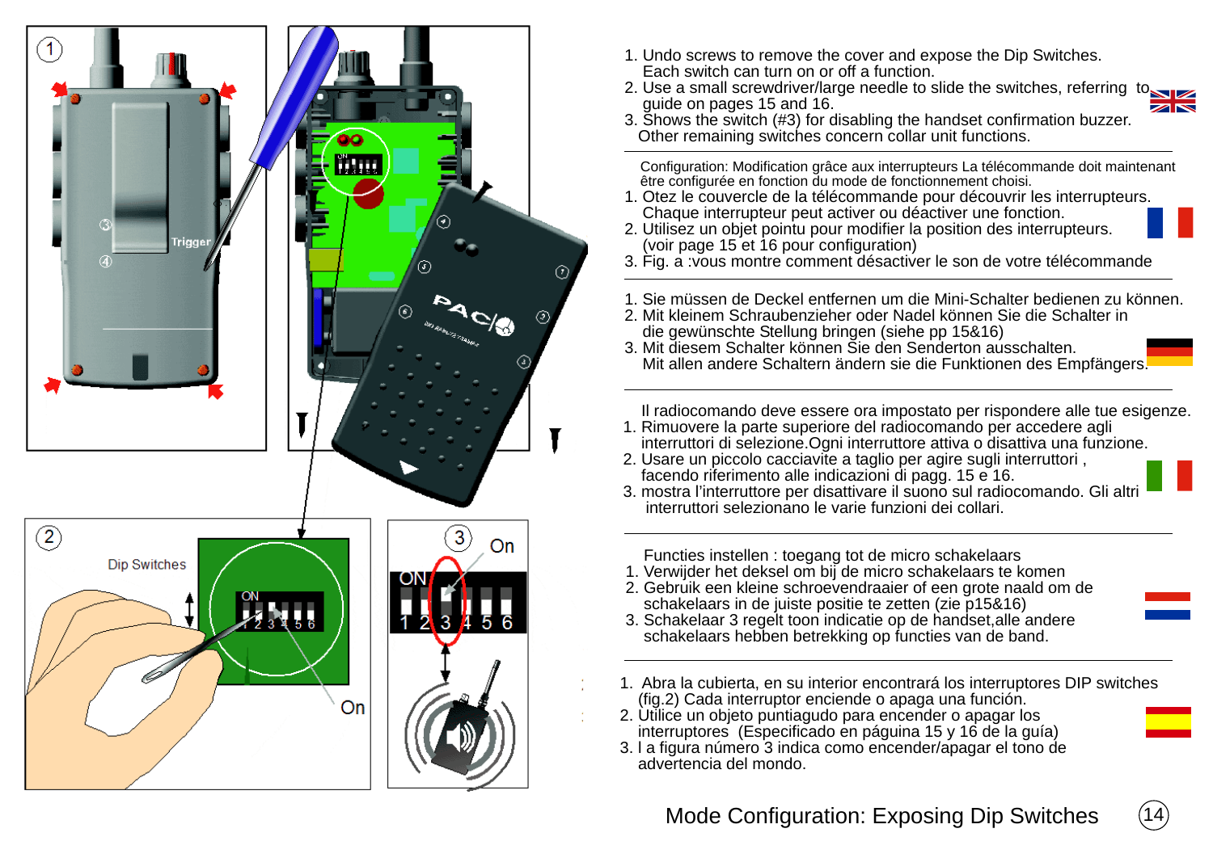1. Undo screws to remove the cover and expose the Dip Switches. Each switch can turn on or off a function.
2. Use a small screwdriver/large needle to slide the switches, referring to guide on pages 15 and 16.
3. Shows the switch (#3) for disabling the handset confirmation buzzer. Other remaining switches concern collar unit functions.

---

Configuration: Modification grâce aux interrupteurs La télécommande doit maintenant être configurée en fonction du mode de fonctionnement choisi.

1. Otez le couvercle de la télécommande pour découvrir les interrupteurs. Chaque interrupteur peut activer ou déactiver une fonction.
2. Utilisez un objet pointu pour modifier la position des interrupteurs. (voir page 15 et 16 pour configuration)
3. Fig. a :vous montre comment désactiver le son de votre télécommande

---

1. Sie müssen de Deckel entfernen um die Mini-Schalter bedienen zu können.
2. Mit kleinem Schraubenzieher oder Nadel können Sie die Schalter in die gewünschte Stellung bringen (siehe pp 15&16)
3. Mit diesem Schalter können Sie den Senderton ausschalten. Mit allen andere Schaltern ändern sie die Funktionen des Empfängers.

---

Il radiocomando deve essere ora impostato per rispondere alle tue esigenze.

1. Rimuovere la parte superiore del radiocomando per accedere agli interruttori di selezione.Ogni interruttore attiva o disattiva una funzione.
2. Usare un piccolo cacciavite a taglio per agire sugli interruttori , facendo riferimento alle indicazioni di pagg. 15 e 16.
3. mostra l'interruttore per disattivare il suono sul radiocomando. Gli altri interruttori selezionano le varie funzioni dei collari.

---

Functies instellen : toegang tot de micro schakelaars

1. Verwijder het deksel om bij de micro schakelaars te komen
2. Gebruik een kleine schroevendraaier of een grote naald om de schakelaars in de juiste positie te zetten (zie p15&16)
3. Schakelaar 3 regelt toon indicatie op de handset,alle andere schakelaars hebben betrekking op functies van de band.

---

1. Abra la cubierta, en su interior encontrará los interruptores DIP switches (fig.2) Cada interruptor enciende o apaga una función.
2. Utilice un objeto puntiagudo para encender o apagar los interruptores (Especificado en páguina 15 y 16 de la guía)
3. l a figura número 3 indica como encender/apagar el tono de advertencia del mondo.

## Mode Configuration: Exposing Dip Switches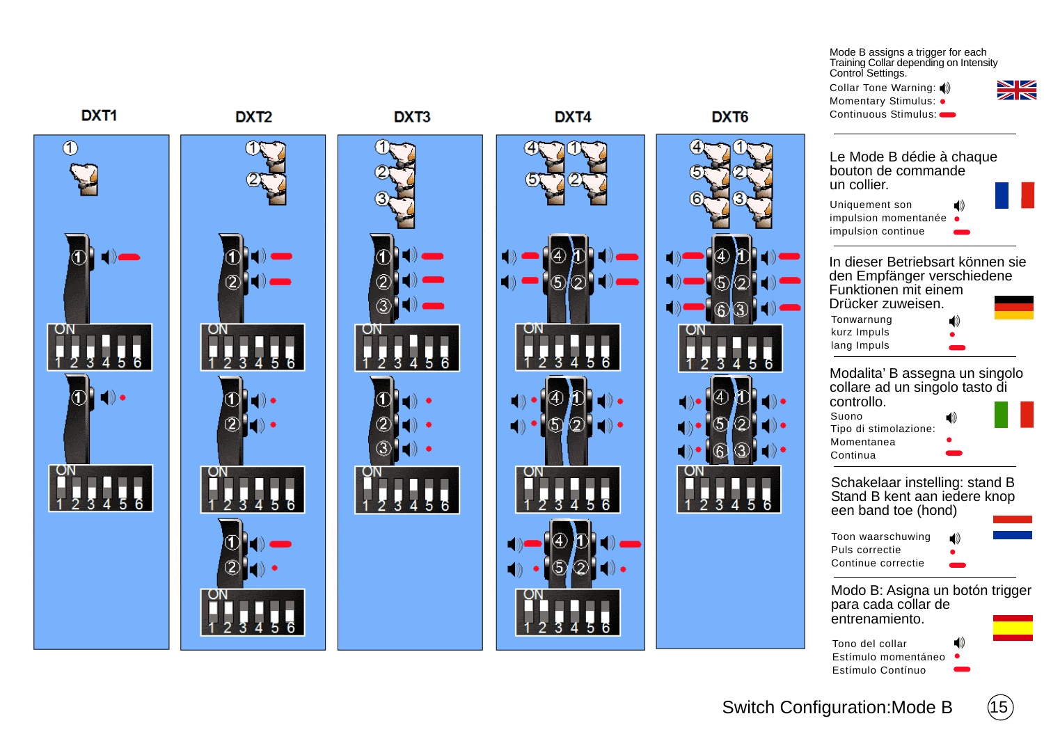# Switch Configuration:Mode B

DXT1 DXT2 DXT3 DXT4 DXT6

Mode B assigns a trigger for each Training Collar depending on Intensity Control Settings.

Collar Tone Warning:
Momentary Stimulus:
Continuous Stimulus:

Le Mode B dédie à chaque bouton de commande un collier.

Uniquement son
impulsion momentanée
impulsion continue

In dieser Betriebsart können sie den Empfänger verschiedene Funktionen mit einem Drücker zuweisen.

Tonwarnung
kurz Impuls
lang Impuls

Modalita' B assegna un singolo collare ad un singolo tasto di controllo.

Suono
Tipo di stimolazione:
Momentanea
Continua

Schakelaar instelling: stand B
Stand B kent aan iedere knop een band toe (hond)

Toon waarschuwing
Puls correctie
Continue correctie

Modo B: Asigna un botón trigger para cada collar de entrenamiento.

Tono del collar
Estímulo momentáneo
Estímulo Contínuo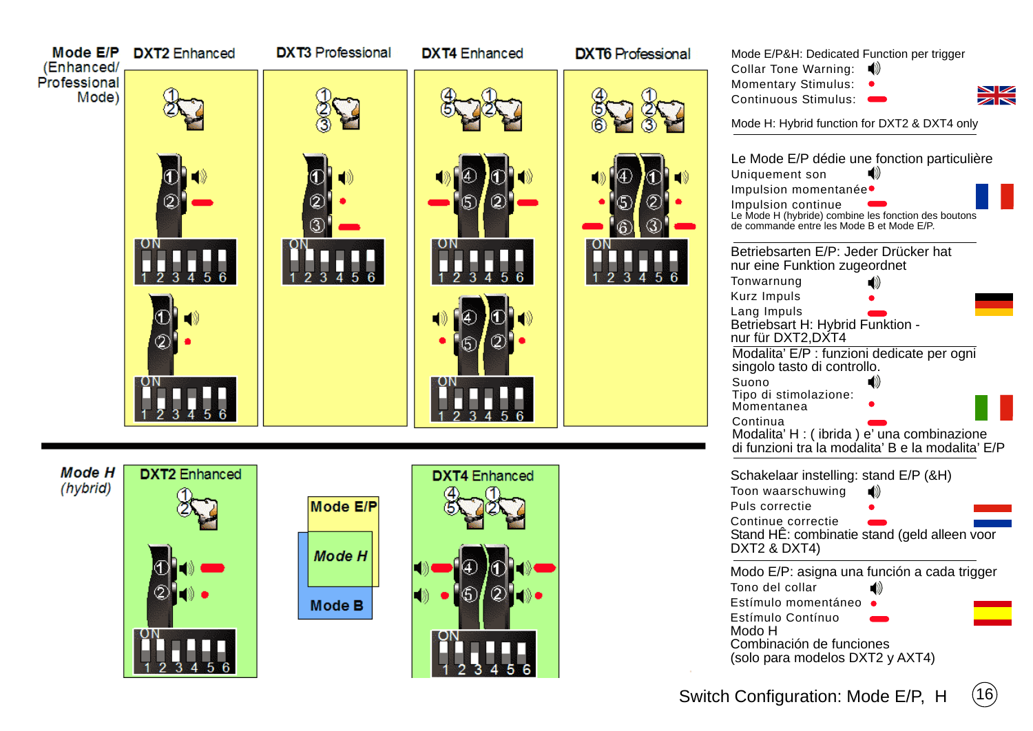**Mode E/P** (Enhanced/ Professional Mode)

DXT2 Enhanced

DXT3 Professional

DXT4 Enhanced

DXT6 Professional

ON
1 2 3 4 5 6

***Mode H*** *(hybrid)*

DXT2 Enhanced

Mode E/P

Mode H

Mode B

DXT4 Enhanced

Mode E/P&H: Dedicated Function per trigger
Collar Tone Warning:
Momentary Stimulus:
Continuous Stimulus:

Mode H: Hybrid function for DXT2 & DXT4 only

Le Mode E/P dédie une fonction particulière
Uniquement son
Impulsion momentanée
Impulsion continue
Le Mode H (hybride) combine les fonction des boutons de commande entre les Mode B et Mode E/P.

Betriebsarten E/P: Jeder Drücker hat nur eine Funktion zugeordnet
Tonwarnung
Kurz Impuls
Lang Impuls
Betriebsart H: Hybrid Funktion - nur für DXT2,DXT4

Modalita' E/P : funzioni dedicate per ogni singolo tasto di controllo.
Suono
Tipo di stimolazione:
Momentanea
Continua
Modalita' H : ( ibrida ) e' una combinazione di funzioni tra la modalita' B e la modalita' E/P

Schakelaar instelling: stand E/P (&H)
Toon waarschuwing
Puls correctie
Continue correctie
Stand HÊ: combinatie stand (geld alleen voor DXT2 & DXT4)

Modo E/P: asigna una función a cada trigger
Tono del collar
Estímulo momentáneo
Estímulo Contínuo
Modo H
Combinación de funciones
(solo para modelos DXT2 y AXT4)

Switch Configuration: Mode E/P, H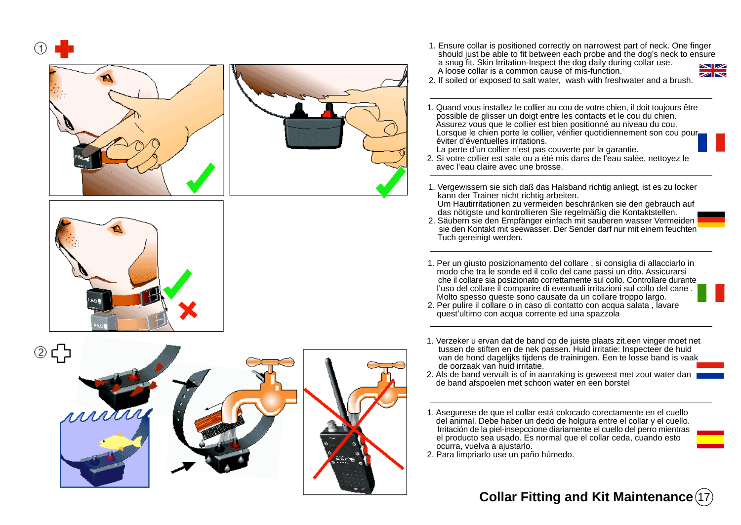# Collar Fitting and Kit Maintenance

1. Ensure collar is positioned correctly on narrowest part of neck. One finger should just be able to fit between each probe and the dog's neck to ensure a snug fit. Skin Irritation-Inspect the dog daily during collar use. A loose collar is a common cause of mis-function.
2. If soiled or exposed to salt water, wash with freshwater and a brush.

---

1. Quand vous installez le collier au cou de votre chien, il doit toujours être possible de glisser un doigt entre les contacts et le cou du chien. Assurez vous que le collier est bien positionné au niveau du cou. Lorsque le chien porte le collier, vérifier quotidiennement son cou pour éviter d'éventuelles irritations. La perte d'un collier n'est pas couverte par la garantie.
2. Si votre collier est sale ou a été mis dans de l'eau salée, nettoyez le avec l'eau claire avec une brosse.

---

1. Vergewissern sie sich daß das Halsband richtig anliegt, ist es zu locker kann der Trainer nicht richtig arbeiten. Um Hautirritationen zu vermeiden beschränken sie den gebrauch auf das nötigste und kontrollieren Sie regelmäßig die Kontaktstellen.
2. Säubern sie den Empfänger einfach mit sauberen wasser Vermeiden sie den Kontakt mit seewasser. Der Sender darf nur mit einem feuchten Tuch gereinigt werden.

---

1. Per un giusto posizionamento del collare , si consiglia di allacciarlo in modo che tra le sonde ed il collo del cane passi un dito. Assicurarsi che il collare sia posizionato correttamente sul collo. Controllare durante l'uso del collare il comparire di eventuali irritazioni sul collo del cane . Molto spesso queste sono causate da un collare troppo largo.
2. Per pulire il collare o in caso di contatto con acqua salata , lavare quest'ultimo con acqua corrente ed una spazzola

---

1. Verzeker u ervan dat de band op de juiste plaats zit.een vinger moet net tussen de stiften en de nek passen. Huid irritatie: Inspecteer de huid van de hond dagelijks tijdens de trainingen. Een te losse band is vaak de oorzaak van huid irritatie.
2. Als de band vervuilt is of in aanraking is geweest met zout water dan de band afspoelen met schoon water en een borstel

---

1. Asegurese de que el collar está colocado corectamente en el cuello del animal. Debe haber un dedo de holgura entre el collar y el cuello. Irritación de la piel-insepccione diariamente el cuello del perro mientras el producto sea usado. Es normal que el collar ceda, cuando esto ocurra, vuelva a ajustarlo.
2. Para limpriarlo use un paño húmedo.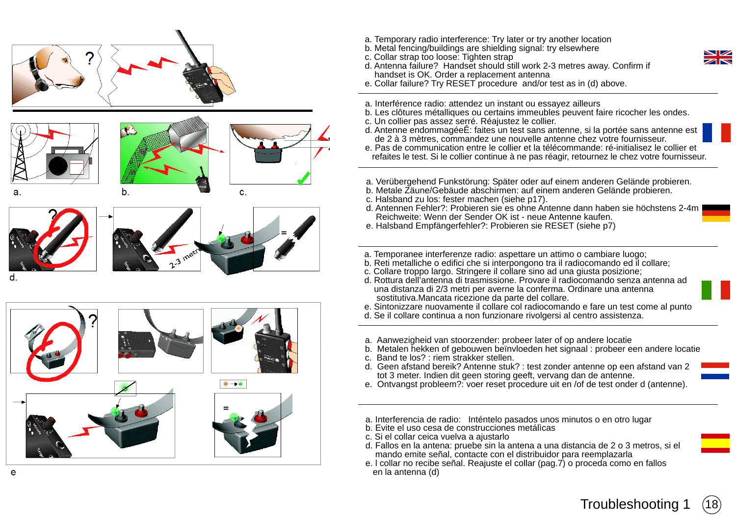# Troubleshooting 1

a. Temporary radio interference: Try later or try another location
b. Metal fencing/buildings are shielding signal: try elsewhere
c. Collar strap too loose: Tighten strap
d. Antenna failure? Handset should still work 2-3 metres away. Confirm if handset is OK. Order a replacement antenna
e. Collar failure? Try RESET procedure and/or test as in (d) above.

---

a. Interférence radio: attendez un instant ou essayez ailleurs
b. Les clôtures métalliques ou certains immeubles peuvent faire ricocher les ondes.
c. Un collier pas assez serré. Réajustez le collier.
d. Antenne endommagéeÊ: faites un test sans antenne, si la portée sans antenne est de 2 à 3 mètres, commandez une nouvelle antenne chez votre fournisseur.
e. Pas de communication entre le collier et la télécommande: ré-initialisez le collier et refaites le test. Si le collier continue à ne pas réagir, retournez le chez votre fournisseur.

---

a. Verübergehend Funkstörung: Später oder auf einem anderen Gelände probieren.
b. Metale Zäune/Gebäude abschirmen: auf einem anderen Gelände probieren.
c. Halsband zu los: fester machen (siehe p17).
d. Antennen Fehler?: Probieren sie es ohne Antenne dann haben sie höchstens 2-4m Reichweite: Wenn der Sender OK ist - neue Antenne kaufen.
e. Halsband Empfängerfehler?: Probieren sie RESET (siehe p7)

---

a. Temporanee interferenze radio: aspettare un attimo o cambiare luogo;
b. Reti metalliche o edifici che si interpongono tra il radiocomando ed il collare;
c. Collare troppo largo. Stringere il collare sino ad una giusta posizione;
d. Rottura dell'antenna di trasmissione. Provare il radiocomando senza antenna ad una distanza di 2/3 metri per averne la conferma. Ordinare una antenna sostitutiva.Mancata ricezione da parte del collare.
e. Sintonizzare nuovamente il collare col radiocomando e fare un test come al punto
d. Se il collare continua a non funzionare rivolgersi al centro assistenza.

---

a. Aanwezigheid van stoorzender: probeer later of op andere locatie
b. Metalen hekken of gebouwen beïnvloeden het signaal : probeer een andere locatie
c. Band te los? : riem strakker stellen.
d. Geen afstand bereik? Antenne stuk? : test zonder antenne op een afstand van 2 tot 3 meter. Indien dit geen storing geeft, vervang dan de antenne.
e. Ontvangst probleem?: voer reset procedure uit en /of de test onder d (antenne).

---

a. Interferencia de radio: Inténtelo pasados unos minutos o en otro lugar
b. Evite el uso cesa de construcciones metálìcas
c. Si el collar ceica vuelva a ajustarlo
d. Fallos en la antena: pruebe sin la antena a una distancia de 2 o 3 metros, si el mando emite señal, contacte con el distribuidor para reemplazarla
e. l collar no recibe señal. Reajuste el collar (pag.7) o proceda como en fallos en la antena (d)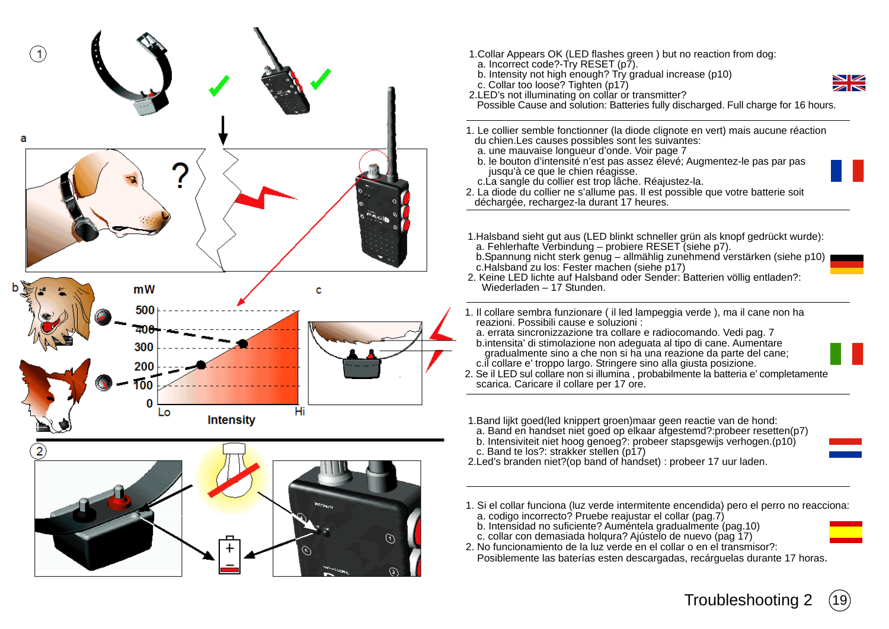1.Collar Appears OK (LED flashes green ) but no reaction from dog:
   a. Incorrect code?-Try RESET (p7).
   b. Intensity not high enough? Try gradual increase (p10)
   c. Collar too loose? Tighten (p17)
2.LED's not illuminating on collar or transmitter?
   Possible Cause and solution: Batteries fully discharged. Full charge for 16 hours.

---

1. Le collier semble fonctionner (la diode clignote en vert) mais aucune réaction du chien.Les causes possibles sont les suivantes:
   a. une mauvaise longueur d'onde. Voir page 7
   b. le bouton d'intensité n'est pas assez élevé; Augmentez-le pas par pas jusqu'à ce que le chien réagisse.
   c.La sangle du collier est trop lâche. Réajustez-la.
2. La diode du collier ne s'allume pas. Il est possible que votre batterie soit déchargée, rechargez-la durant 17 heures.

---

1.Halsband sieht gut aus (LED blinkt schneller grün als knopf gedrückt wurde):
   a. Fehlerhafte Verbindung – probiere RESET (siehe p7).
   b.Spannung nicht sterk genug – allmählig zunehmend verstärken (siehe p10)
   c.Halsband zu los: Fester machen (siehe p17)
2. Keine LED lichte auf Halsband oder Sender: Batterien völlig entladen?: Wiederladen – 17 Stunden.

---

1. Il collare sembra funzionare ( il led lampeggia verde ), ma il cane non ha reazioni. Possibili cause e soluzioni :
   a. errata sincronizzazione tra collare e radiocomando. Vedi pag. 7
   b.intensita' di stimolazione non adeguata al tipo di cane. Aumentare gradualmente sino a che non si ha una reazione da parte del cane;
   c.il collare e' troppo largo. Stringere sino alla giusta posizione.
2. Se il LED sul collare non si illumina , probabilmente la batteria e' completamente scarica. Caricare il collare per 17 ore.

---

1.Band lijkt goed(led knippert groen)maar geen reactie van de hond:
   a. Band en handset niet goed op elkaar afgestemd?:probeer resetten(p7)
   b. Intensiviteit niet hoog genoeg?: probeer stapsgewijs verhogen.(p10)
   c. Band te los?: strakker stellen (p17)
2.Led's branden niet?(op band of handset) : probeer 17 uur laden.

---

1. Si el collar funciona (luz verde intermitente encendida) pero el perro no reacciona:
   a. codigo incorrecto? Pruebe reajustar el collar (pag.7)
   b. Intensidad no suficiente? Auméntela gradualmente (pag.10)
   c. collar con demasiada holqura? Ajústelo de nuevo (pag 17)
2. No funcionamiento de la luz verde en el collar o en el transmisor?:
   Posiblemente las baterías esten descargadas, recárguelas durante 17 horas.

## Troubleshooting 2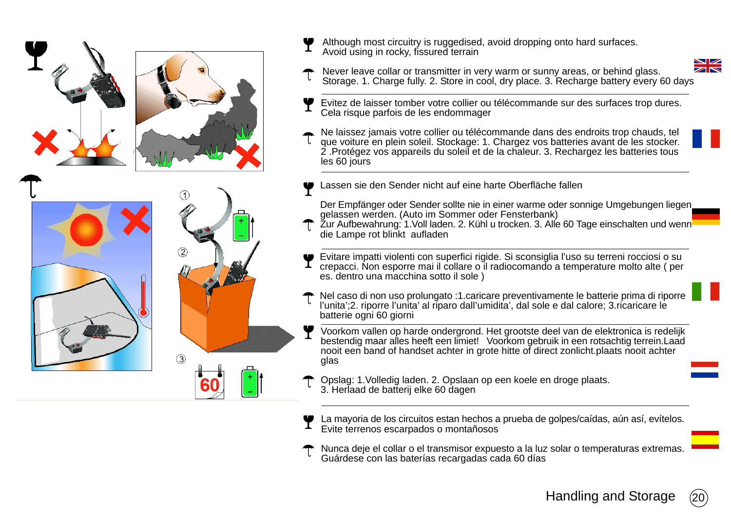# Handling and Storage

Although most circuitry is ruggedised, avoid dropping onto hard surfaces. Avoid using in rocky, fissured terrain

Never leave collar or transmitter in very warm or sunny areas, or behind glass. Storage. 1. Charge fully. 2. Store in cool, dry place. 3. Recharge battery every 60 days

---

Evitez de laisser tomber votre collier ou télécommande sur des surfaces trop dures. Cela risque parfois de les endommager

Ne laissez jamais votre collier ou télécommande dans des endroits trop chauds, tel que voiture en plein soleil. Stockage: 1. Chargez vos batteries avant de les stocker. 2 .Protégez vos appareils du soleil et de la chaleur. 3. Rechargez les batteries tous les 60 jours

---

Lassen sie den Sender nicht auf eine harte Oberfläche fallen

Der Empfänger oder Sender sollte nie in einer warme oder sonnige Umgebungen liegen gelassen werden. (Auto im Sommer oder Fensterbank) Zur Aufbewahrung: 1.Voll laden. 2. Kühl u trocken. 3. Alle 60 Tage einschalten und wenn die Lampe rot blinkt aufladen

---

Evitare impatti violenti con superfici rigide. Si sconsiglia l'uso su terreni rocciosi o su crepacci. Non esporre mai il collare o il radiocomando a temperature molto alte ( per es. dentro una macchina sotto il sole )

Nel caso di non uso prolungato :1.caricare preventivamente le batterie prima di riporre l'unita';2. riporre l'unita' al riparo dall'umidita', dal sole e dal calore; 3.ricaricare le batterie ogni 60 giorni

---

Voorkom vallen op harde ondergrond. Het grootste deel van de elektronica is redelijk bestendig maar alles heeft een limiet! Voorkom gebruik in een rotsachtig terrein.Laad nooit een band of handset achter in grote hitte of direct zonlicht.plaats nooit achter glas

Opslag: 1.Volledig laden. 2. Opslaan op een koele en droge plaats. 3. Herlaad de batterij elke 60 dagen

---

La mayoria de los circuitos estan hechos a prueba de golpes/caídas, aún así, evítelos. Evite terrenos escarpados o montañosos

Nunca deje el collar o el transmisor expuesto a la luz solar o temperaturas extremas. Guárdese con las baterías recargadas cada 60 días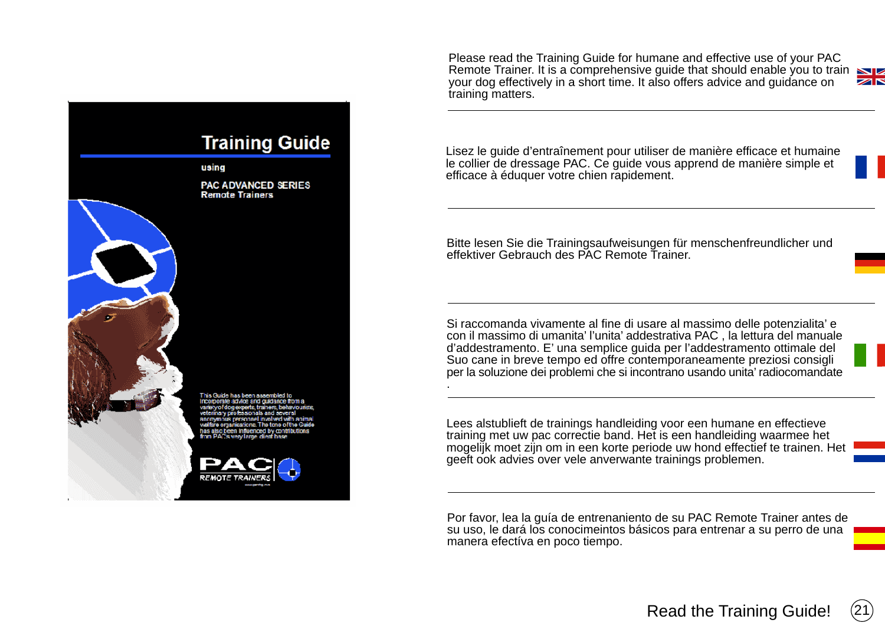Training Guide

using

PAC ADVANCED SERIES
Remote Trainers

This Guide has been assembled to incorporate advice and guidance from a variety of dog experts, trainers, behaviourists, veterinary professionals and several anonymous personnel involved with animal welfare organisations. The tone of the Guide has also been influenced by contributions from PAC's very large client base.

PAC REMOTE TRAINERS

Please read the Training Guide for humane and effective use of your PAC Remote Trainer. It is a comprehensive guide that should enable you to train your dog effectively in a short time. It also offers advice and guidance on training matters.

---

Lisez le guide d'entraînement pour utiliser de manière efficace et humaine le collier de dressage PAC. Ce guide vous apprend de manière simple et efficace à éduquer votre chien rapidement.

---

Bitte lesen Sie die Trainingsaufweisungen für menschenfreundlicher und effektiver Gebrauch des PAC Remote Trainer.

---

Si raccomanda vivamente al fine di usare al massimo delle potenzialita' e con il massimo di umanita' l'unita' addestrativa PAC , la lettura del manuale d'addestramento. E' una semplice guida per l'addestramento ottimale del Suo cane in breve tempo ed offre contemporaneamente preziosi consigli per la soluzione dei problemi che si incontrano usando unita' radiocomandate .

---

Lees alstublieft de trainings handleiding voor een humane en effectieve training met uw pac correctie band. Het is een handleiding waarmee het mogelijk moet zijn om in een korte periode uw hond effectief te trainen. Het geeft ook advies over vele anverwante trainings problemen.

---

Por favor, lea la guía de entrenaniento de su PAC Remote Trainer antes de su uso, le dará los conocimeintos básicos para entrenar a su perro de una manera efectíva en poco tiempo.

Read the Training Guide!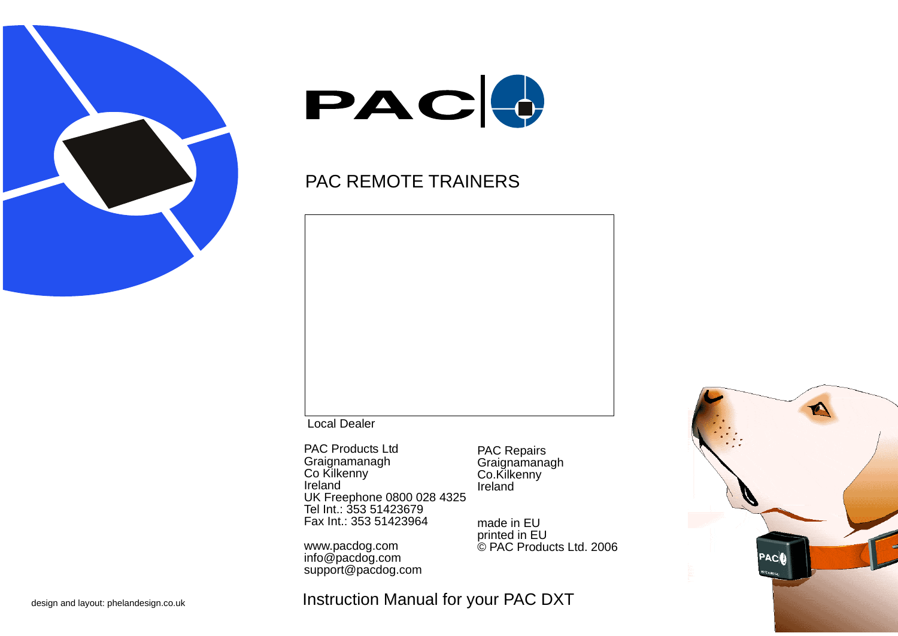PAC

# PAC REMOTE TRAINERS

Local Dealer

PAC Products Ltd
Graignamanagh
Co Kilkenny
Ireland
UK Freephone 0800 028 4325
Tel Int.: 353 51423679
Fax Int.: 353 51423964

www.pacdog.com
info@pacdog.com
support@pacdog.com

PAC Repairs
Graignamanagh
Co.Kilkenny
Ireland

made in EU
printed in EU
© PAC Products Ltd. 2006

design and layout: phelandesign.co.uk

Instruction Manual for your PAC DXT